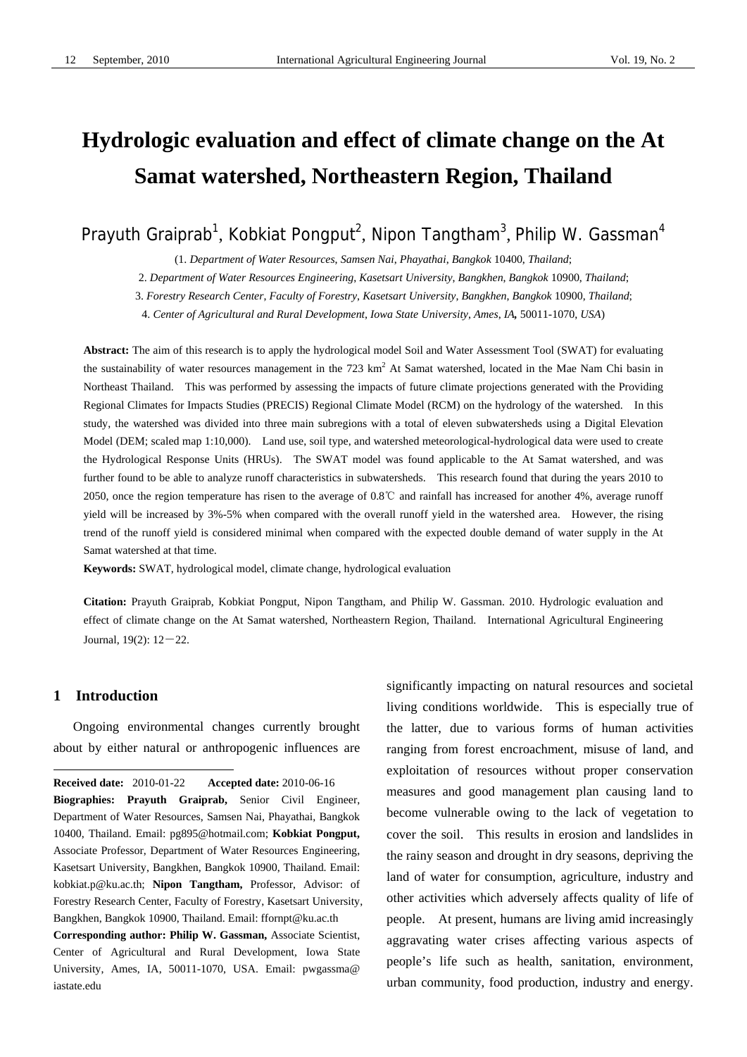# Hydrologic evaluation and effect of climate change on the At Samat watershed, Northeastern Region, Thailand

Prayuth Graiprab[1], Kobkiat Pongput[2], Nipon Tangtham[3], Philip W. Gassman[4]

(1. *Department of Water Resources, Samsen Nai, Phayathai, Bangkok* 10400, *Thailand*;

2. *Department of Water Resources Engineering, Kasetsart University, Bangkhen, Bangkok* 10900, *Thailand*;

3. *Forestry Research Center, Faculty of Forestry, Kasetsart University, Bangkhen, Bangkok* 10900, *Thailand*;

4. *Center of Agricultural and Rural Development, Iowa State University, Ames, IA,* 50011-1070, *USA*)

**Abstract:** The aim of this research is to apply the hydrological model Soil and Water Assessment Tool (SWAT) for evaluating the sustainability of water resources management in the 723 km$^2$ At Samat watershed, located in the Mae Nam Chi basin in Northeast Thailand. This was performed by assessing the impacts of future climate projections generated with the Providing Regional Climates for Impacts Studies (PRECIS) Regional Climate Model (RCM) on the hydrology of the watershed. In this study, the watershed was divided into three main subregions with a total of eleven subwatersheds using a Digital Elevation Model (DEM; scaled map 1:10,000). Land use, soil type, and watershed meteorological-hydrological data were used to create the Hydrological Response Units (HRUs). The SWAT model was found applicable to the At Samat watershed, and was further found to be able to analyze runoff characteristics in subwatersheds. This research found that during the years 2010 to 2050, once the region temperature has risen to the average of 0.8℃ and rainfall has increased for another 4%, average runoff yield will be increased by 3%-5% when compared with the overall runoff yield in the watershed area. However, the rising trend of the runoff yield is considered minimal when compared with the expected double demand of water supply in the At Samat watershed at that time.

**Keywords:** SWAT, hydrological model, climate change, hydrological evaluation

**Citation:** Prayuth Graiprab, Kobkiat Pongput, Nipon Tangtham, and Philip W. Gassman. 2010. Hydrologic evaluation and effect of climate change on the At Samat watershed, Northeastern Region, Thailand. International Agricultural Engineering Journal, 19(2): 12－22.

## 1 Introduction

Ongoing environmental changes currently brought about by either natural or anthropogenic influences are significantly impacting on natural resources and societal living conditions worldwide. This is especially true of the latter, due to various forms of human activities ranging from forest encroachment, misuse of land, and exploitation of resources without proper conservation measures and good management plan causing land to become vulnerable owing to the lack of vegetation to cover the soil. This results in erosion and landslides in the rainy season and drought in dry seasons, depriving the land of water for consumption, agriculture, industry and other activities which adversely affects quality of life of people. At present, humans are living amid increasingly aggravating water crises affecting various aspects of people's life such as health, sanitation, environment, urban community, food production, industry and energy.

---

**Received date:** 2010-01-22 **Accepted date:** 2010-06-16

**Biographies: Prayuth Graiprab,** Senior Civil Engineer, Department of Water Resources, Samsen Nai, Phayathai, Bangkok 10400, Thailand. Email: pg895@hotmail.com; **Kobkiat Pongput,** Associate Professor, Department of Water Resources Engineering, Kasetsart University, Bangkhen, Bangkok 10900, Thailand. Email: kobkiat.p@ku.ac.th; **Nipon Tangtham,** Professor, Advisor: of Forestry Research Center, Faculty of Forestry, Kasetsart University, Bangkhen, Bangkok 10900, Thailand. Email: ffornpt@ku.ac.th

**Corresponding author: Philip W. Gassman,** Associate Scientist, Center of Agricultural and Rural Development, Iowa State University, Ames, IA, 50011-1070, USA. Email: pwgassma@iastate.edu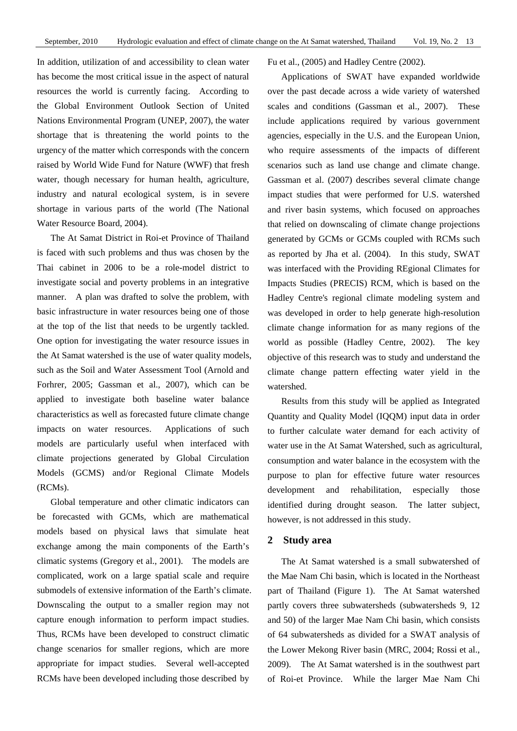In addition, utilization of and accessibility to clean water has become the most critical issue in the aspect of natural resources the world is currently facing. According to the Global Environment Outlook Section of United Nations Environmental Program (UNEP, 2007), the water shortage that is threatening the world points to the urgency of the matter which corresponds with the concern raised by World Wide Fund for Nature (WWF) that fresh water, though necessary for human health, agriculture, industry and natural ecological system, is in severe shortage in various parts of the world (The National Water Resource Board, 2004).

The At Samat District in Roi-et Province of Thailand is faced with such problems and thus was chosen by the Thai cabinet in 2006 to be a role-model district to investigate social and poverty problems in an integrative manner. A plan was drafted to solve the problem, with basic infrastructure in water resources being one of those at the top of the list that needs to be urgently tackled. One option for investigating the water resource issues in the At Samat watershed is the use of water quality models, such as the Soil and Water Assessment Tool (Arnold and Forhrer, 2005; Gassman et al., 2007), which can be applied to investigate both baseline water balance characteristics as well as forecasted future climate change impacts on water resources. Applications of such models are particularly useful when interfaced with climate projections generated by Global Circulation Models (GCMS) and/or Regional Climate Models (RCMs).

Global temperature and other climatic indicators can be forecasted with GCMs, which are mathematical models based on physical laws that simulate heat exchange among the main components of the Earth's climatic systems (Gregory et al., 2001). The models are complicated, work on a large spatial scale and require submodels of extensive information of the Earth's climate. Downscaling the output to a smaller region may not capture enough information to perform impact studies. Thus, RCMs have been developed to construct climatic change scenarios for smaller regions, which are more appropriate for impact studies. Several well-accepted RCMs have been developed including those described by Fu et al., (2005) and Hadley Centre (2002).

Applications of SWAT have expanded worldwide over the past decade across a wide variety of watershed scales and conditions (Gassman et al., 2007). These include applications required by various government agencies, especially in the U.S. and the European Union, who require assessments of the impacts of different scenarios such as land use change and climate change. Gassman et al. (2007) describes several climate change impact studies that were performed for U.S. watershed and river basin systems, which focused on approaches that relied on downscaling of climate change projections generated by GCMs or GCMs coupled with RCMs such as reported by Jha et al. (2004). In this study, SWAT was interfaced with the Providing REgional Climates for Impacts Studies (PRECIS) RCM, which is based on the Hadley Centre's regional climate modeling system and was developed in order to help generate high-resolution climate change information for as many regions of the world as possible (Hadley Centre, 2002). The key objective of this research was to study and understand the climate change pattern effecting water yield in the watershed.

Results from this study will be applied as Integrated Quantity and Quality Model (IQQM) input data in order to further calculate water demand for each activity of water use in the At Samat Watershed, such as agricultural, consumption and water balance in the ecosystem with the purpose to plan for effective future water resources development and rehabilitation, especially those identified during drought season. The latter subject, however, is not addressed in this study.

## 2 Study area

The At Samat watershed is a small subwatershed of the Mae Nam Chi basin, which is located in the Northeast part of Thailand (Figure 1). The At Samat watershed partly covers three subwatersheds (subwatersheds 9, 12 and 50) of the larger Mae Nam Chi basin, which consists of 64 subwatersheds as divided for a SWAT analysis of the Lower Mekong River basin (MRC, 2004; Rossi et al., 2009). The At Samat watershed is in the southwest part of Roi-et Province. While the larger Mae Nam Chi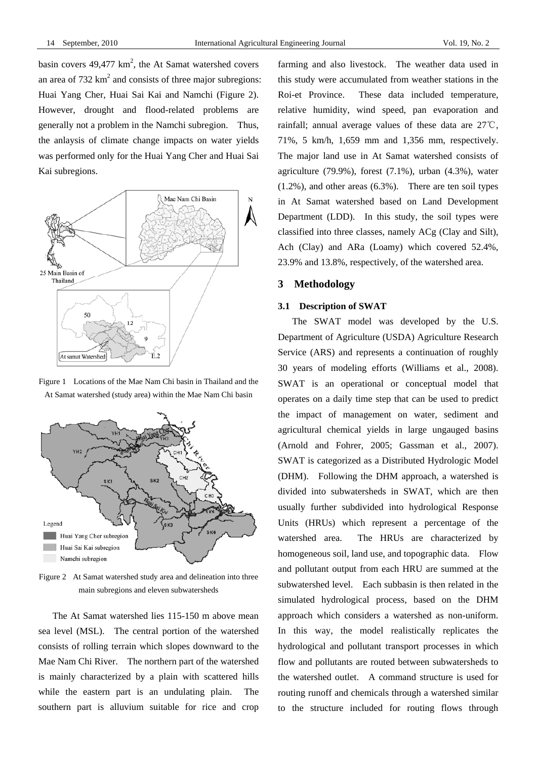basin covers 49,477 $km^2$, the At Samat watershed covers an area of 732 $km^2$ and consists of three major subregions: Huai Yang Cher, Huai Sai Kai and Namchi (Figure 2). However, drought and flood-related problems are generally not a problem in the Namchi subregion. Thus, the anlaysis of climate change impacts on water yields was performed only for the Huai Yang Cher and Huai Sai Kai subregions.

Figure 1 Locations of the Mae Nam Chi basin in Thailand and the At Samat watershed (study area) within the Mae Nam Chi basin

Figure 2 At Samat watershed study area and delineation into three main subregions and eleven subwatersheds

The At Samat watershed lies 115-150 m above mean sea level (MSL). The central portion of the watershed consists of rolling terrain which slopes downward to the Mae Nam Chi River. The northern part of the watershed is mainly characterized by a plain with scattered hills while the eastern part is an undulating plain. The southern part is alluvium suitable for rice and crop farming and also livestock. The weather data used in this study were accumulated from weather stations in the Roi-et Province. These data included temperature, relative humidity, wind speed, pan evaporation and rainfall; annual average values of these data are 27℃, 71%, 5 km/h, 1,659 mm and 1,356 mm, respectively. The major land use in At Samat watershed consists of agriculture (79.9%), forest (7.1%), urban (4.3%), water (1.2%), and other areas (6.3%). There are ten soil types in At Samat watershed based on Land Development Department (LDD). In this study, the soil types were classified into three classes, namely ACg (Clay and Silt), Ach (Clay) and ARa (Loamy) which covered 52.4%, 23.9% and 13.8%, respectively, of the watershed area.

## 3 Methodology

### 3.1 Description of SWAT

The SWAT model was developed by the U.S. Department of Agriculture (USDA) Agriculture Research Service (ARS) and represents a continuation of roughly 30 years of modeling efforts (Williams et al., 2008). SWAT is an operational or conceptual model that operates on a daily time step that can be used to predict the impact of management on water, sediment and agricultural chemical yields in large ungauged basins (Arnold and Fohrer, 2005; Gassman et al., 2007). SWAT is categorized as a Distributed Hydrologic Model (DHM). Following the DHM approach, a watershed is divided into subwatersheds in SWAT, which are then usually further subdivided into hydrological Response Units (HRUs) which represent a percentage of the watershed area. The HRUs are characterized by homogeneous soil, land use, and topographic data. Flow and pollutant output from each HRU are summed at the subwatershed level. Each subbasin is then related in the simulated hydrological process, based on the DHM approach which considers a watershed as non-uniform. In this way, the model realistically replicates the hydrological and pollutant transport processes in which flow and pollutants are routed between subwatersheds to the watershed outlet. A command structure is used for routing runoff and chemicals through a watershed similar to the structure included for routing flows through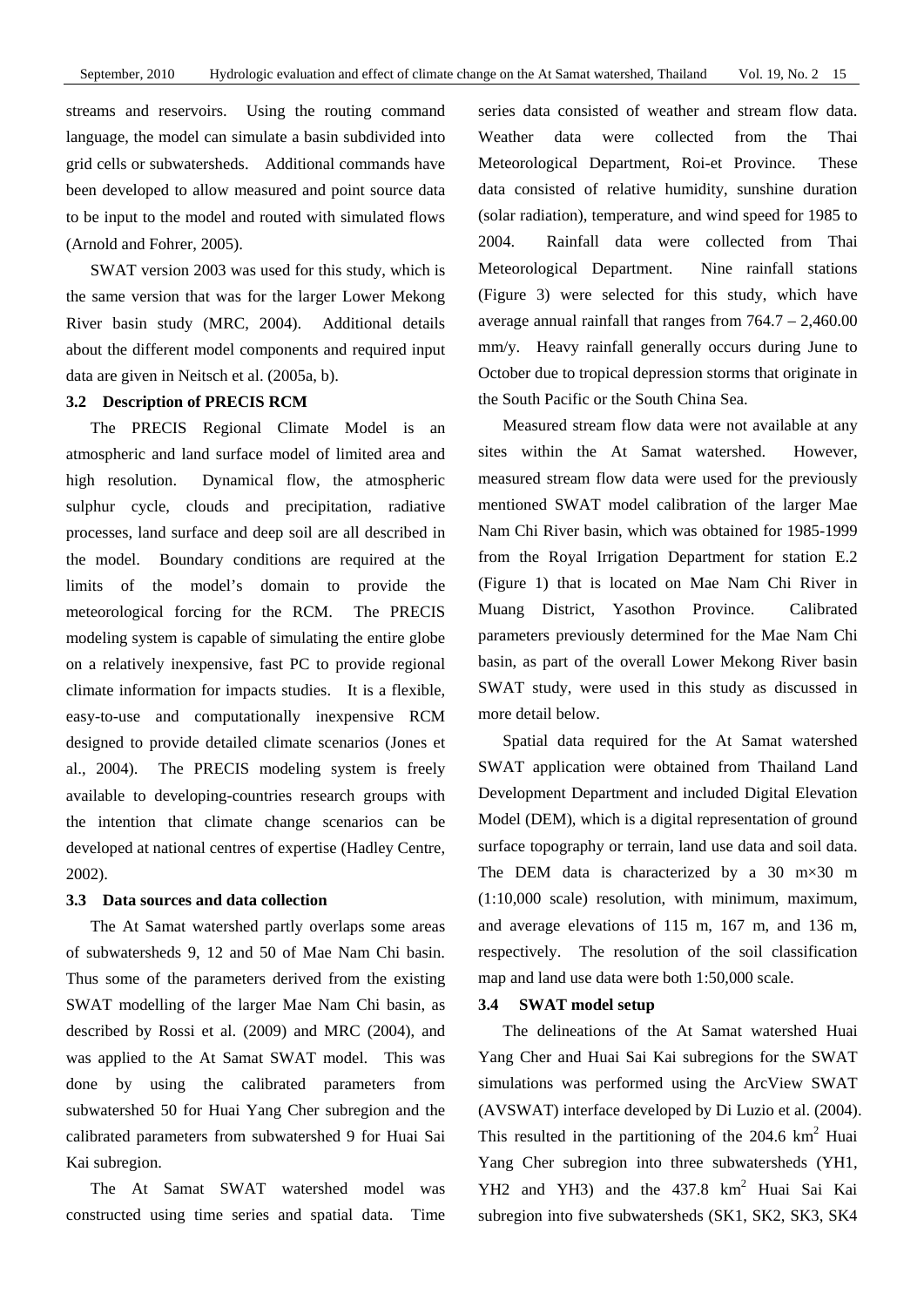streams and reservoirs. Using the routing command language, the model can simulate a basin subdivided into grid cells or subwatersheds. Additional commands have been developed to allow measured and point source data to be input to the model and routed with simulated flows (Arnold and Fohrer, 2005).

SWAT version 2003 was used for this study, which is the same version that was for the larger Lower Mekong River basin study (MRC, 2004). Additional details about the different model components and required input data are given in Neitsch et al. (2005a, b).

### 3.2 Description of PRECIS RCM

The PRECIS Regional Climate Model is an atmospheric and land surface model of limited area and high resolution. Dynamical flow, the atmospheric sulphur cycle, clouds and precipitation, radiative processes, land surface and deep soil are all described in the model. Boundary conditions are required at the limits of the model's domain to provide the meteorological forcing for the RCM. The PRECIS modeling system is capable of simulating the entire globe on a relatively inexpensive, fast PC to provide regional climate information for impacts studies. It is a flexible, easy-to-use and computationally inexpensive RCM designed to provide detailed climate scenarios (Jones et al., 2004). The PRECIS modeling system is freely available to developing-countries research groups with the intention that climate change scenarios can be developed at national centres of expertise (Hadley Centre, 2002).

### 3.3 Data sources and data collection

The At Samat watershed partly overlaps some areas of subwatersheds 9, 12 and 50 of Mae Nam Chi basin. Thus some of the parameters derived from the existing SWAT modelling of the larger Mae Nam Chi basin, as described by Rossi et al. (2009) and MRC (2004), and was applied to the At Samat SWAT model. This was done by using the calibrated parameters from subwatershed 50 for Huai Yang Cher subregion and the calibrated parameters from subwatershed 9 for Huai Sai Kai subregion.

The At Samat SWAT watershed model was constructed using time series and spatial data. Time series data consisted of weather and stream flow data. Weather data were collected from the Thai Meteorological Department, Roi-et Province. These data consisted of relative humidity, sunshine duration (solar radiation), temperature, and wind speed for 1985 to 2004. Rainfall data were collected from Thai Meteorological Department. Nine rainfall stations (Figure 3) were selected for this study, which have average annual rainfall that ranges from 764.7 – 2,460.00 mm/y. Heavy rainfall generally occurs during June to October due to tropical depression storms that originate in the South Pacific or the South China Sea.

Measured stream flow data were not available at any sites within the At Samat watershed. However, measured stream flow data were used for the previously mentioned SWAT model calibration of the larger Mae Nam Chi River basin, which was obtained for 1985-1999 from the Royal Irrigation Department for station E.2 (Figure 1) that is located on Mae Nam Chi River in Muang District, Yasothon Province. Calibrated parameters previously determined for the Mae Nam Chi basin, as part of the overall Lower Mekong River basin SWAT study, were used in this study as discussed in more detail below.

Spatial data required for the At Samat watershed SWAT application were obtained from Thailand Land Development Department and included Digital Elevation Model (DEM), which is a digital representation of ground surface topography or terrain, land use data and soil data. The DEM data is characterized by a 30 m×30 m (1:10,000 scale) resolution, with minimum, maximum, and average elevations of 115 m, 167 m, and 136 m, respectively. The resolution of the soil classification map and land use data were both 1:50,000 scale.

### 3.4 SWAT model setup

The delineations of the At Samat watershed Huai Yang Cher and Huai Sai Kai subregions for the SWAT simulations was performed using the ArcView SWAT (AVSWAT) interface developed by Di Luzio et al. (2004). This resulted in the partitioning of the 204.6 $km^2$ Huai Yang Cher subregion into three subwatersheds (YH1, YH2 and YH3) and the 437.8 $km^2$ Huai Sai Kai subregion into five subwatersheds (SK1, SK2, SK3, SK4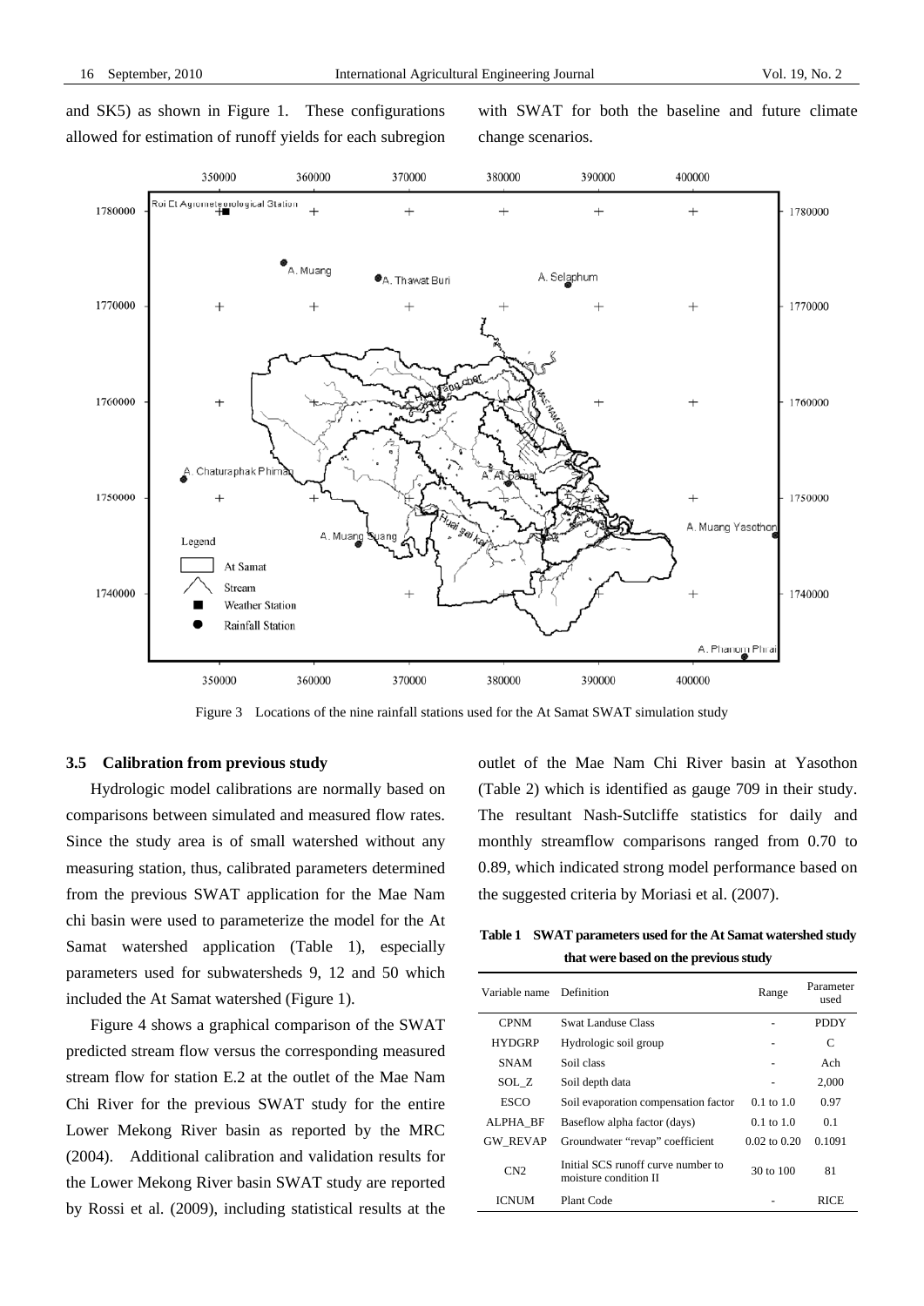and SK5) as shown in Figure 1. These configurations allowed for estimation of runoff yields for each subregion with SWAT for both the baseline and future climate change scenarios.

Figure 3 Locations of the nine rainfall stations used for the At Samat SWAT simulation study

### 3.5 Calibration from previous study

Hydrologic model calibrations are normally based on comparisons between simulated and measured flow rates. Since the study area is of small watershed without any measuring station, thus, calibrated parameters determined from the previous SWAT application for the Mae Nam chi basin were used to parameterize the model for the At Samat watershed application (Table 1), especially parameters used for subwatersheds 9, 12 and 50 which included the At Samat watershed (Figure 1).

Figure 4 shows a graphical comparison of the SWAT predicted stream flow versus the corresponding measured stream flow for station E.2 at the outlet of the Mae Nam Chi River for the previous SWAT study for the entire Lower Mekong River basin as reported by the MRC (2004). Additional calibration and validation results for the Lower Mekong River basin SWAT study are reported by Rossi et al. (2009), including statistical results at the outlet of the Mae Nam Chi River basin at Yasothon (Table 2) which is identified as gauge 709 in their study. The resultant Nash-Sutcliffe statistics for daily and monthly streamflow comparisons ranged from 0.70 to 0.89, which indicated strong model performance based on the suggested criteria by Moriasi et al. (2007).

**Table 1 SWAT parameters used for the At Samat watershed study that were based on the previous study**

| Variable name | Definition | Range | Parameter used |
|---|---|---|---|
| CPNM | Swat Landuse Class | - | PDDY |
| HYDGRP | Hydrologic soil group | - | C |
| SNAM | Soil class | - | Ach |
| SOL_Z | Soil depth data | - | 2,000 |
| ESCO | Soil evaporation compensation factor | 0.1 to 1.0 | 0.97 |
| ALPHA_BF | Baseflow alpha factor (days) | 0.1 to 1.0 | 0.1 |
| GW_REVAP | Groundwater "revap" coefficient | 0.02 to 0.20 | 0.1091 |
| CN2 | Initial SCS runoff curve number to moisture condition II | 30 to 100 | 81 |
| ICNUM | Plant Code | - | RICE |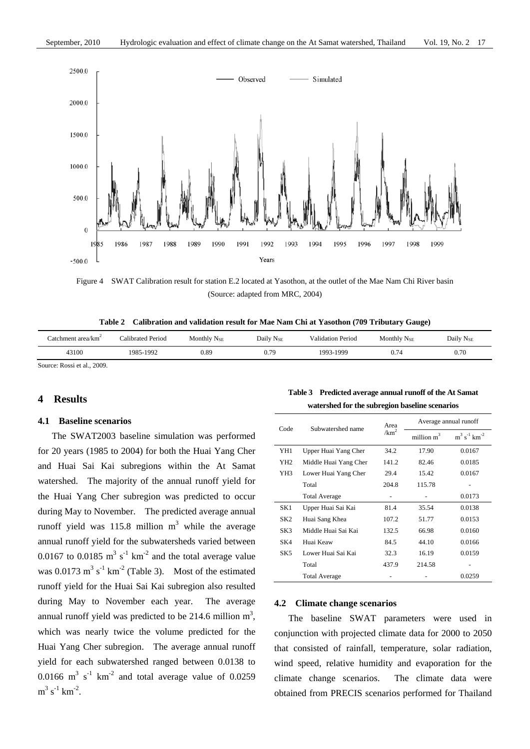Figure 4 SWAT Calibration result for station E.2 located at Yasothon, at the outlet of the Mae Nam Chi River basin (Source: adapted from MRC, 2004)

**Table 2 Calibration and validation result for Mae Nam Chi at Yasothon (709 Tributary Gauge)**

| Catchment area/km$^2$ | Calibrated Period | Monthly $N_{SE}$ | Daily $N_{SE}$ | Validation Period | Monthly $N_{SE}$ | Daily $N_{SE}$ |
|---|---|---|---|---|---|---|
| 43100 | 1985-1992 | 0.89 | 0.79 | 1993-1999 | 0.74 | 0.70 |

Source: Rossi et al., 2009.

## 4 Results

### 4.1 Baseline scenarios

The SWAT2003 baseline simulation was performed for 20 years (1985 to 2004) for both the Huai Yang Cher and Huai Sai Kai subregions within the At Samat watershed. The majority of the annual runoff yield for the Huai Yang Cher subregion was predicted to occur during May to November. The predicted average annual runoff yield was 115.8 million m$^3$ while the average annual runoff yield for the subwatersheds varied between 0.0167 to 0.0185 m$^3$ s$^{-1}$ km$^{-2}$ and the total average value was 0.0173 m$^3$ s$^{-1}$ km$^{-2}$ (Table 3). Most of the estimated runoff yield for the Huai Sai Kai subregion also resulted during May to November each year. The average annual runoff yield was predicted to be 214.6 million m$^3$, which was nearly twice the volume predicted for the Huai Yang Cher subregion. The average annual runoff yield for each subwatershed ranged between 0.0138 to 0.0166 m$^3$ s$^{-1}$ km$^{-2}$ and total average value of 0.0259 m$^3$ s$^{-1}$ km$^{-2}$.

**Table 3 Predicted average annual runoff of the At Samat watershed for the subregion baseline scenarios**

| Code | Subwatershed name | Area /km$^2$ | Average annual runoff | |
|---|---|---|---|---|
| | | | million m$^3$ | m$^3$ s$^{-1}$ km$^{-2}$ |
| YH1 | Upper Huai Yang Cher | 34.2 | 17.90 | 0.0167 |
| YH2 | Middle Huai Yang Cher | 141.2 | 82.46 | 0.0185 |
| YH3 | Lower Huai Yang Cher | 29.4 | 15.42 | 0.0167 |
| | Total | 204.8 | 115.78 | - |
| | Total Average | - | - | 0.0173 |
| SK1 | Upper Huai Sai Kai | 81.4 | 35.54 | 0.0138 |
| SK2 | Huai Sang Khea | 107.2 | 51.77 | 0.0153 |
| SK3 | Middle Huai Sai Kai | 132.5 | 66.98 | 0.0160 |
| SK4 | Huai Keaw | 84.5 | 44.10 | 0.0166 |
| SK5 | Lower Huai Sai Kai | 32.3 | 16.19 | 0.0159 |
| | Total | 437.9 | 214.58 | - |
| | Total Average | - | - | 0.0259 |

### 4.2 Climate change scenarios

The baseline SWAT parameters were used in conjunction with projected climate data for 2000 to 2050 that consisted of rainfall, temperature, solar radiation, wind speed, relative humidity and evaporation for the climate change scenarios. The climate data were obtained from PRECIS scenarios performed for Thailand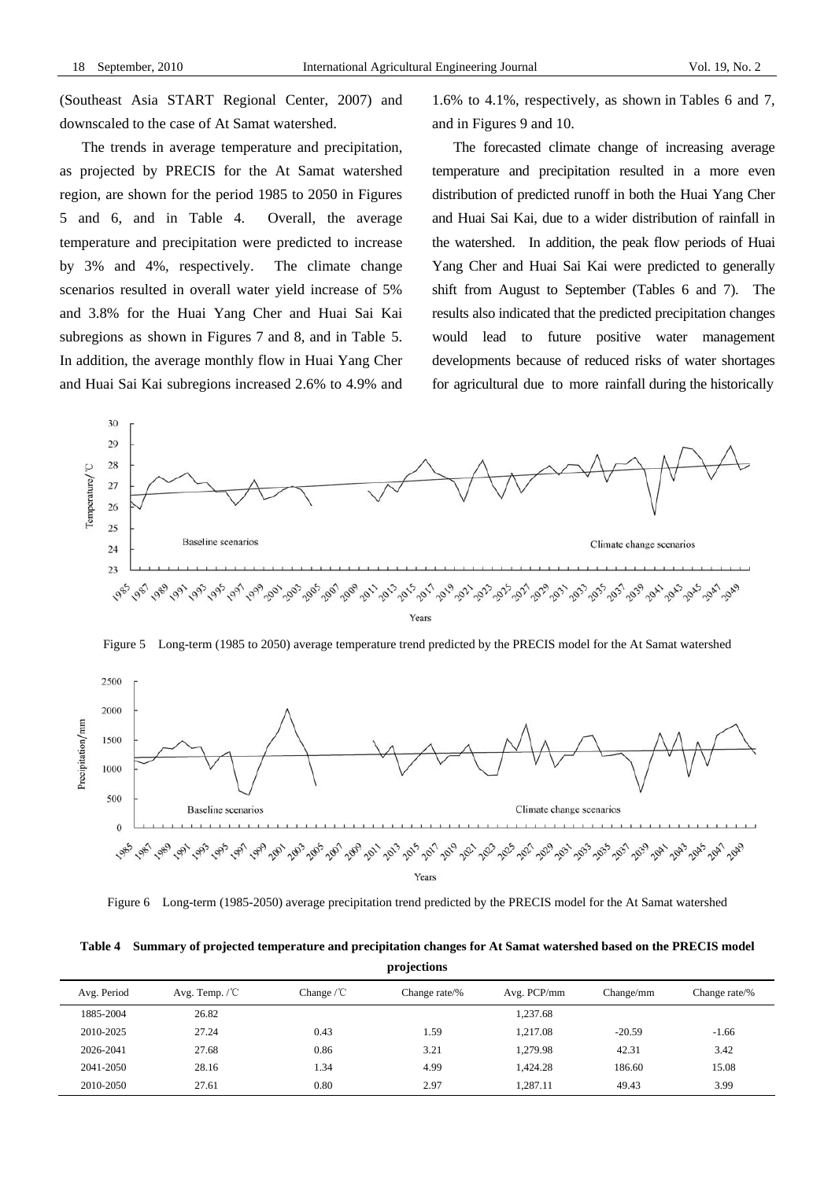(Southeast Asia START Regional Center, 2007) and downscaled to the case of At Samat watershed.

The trends in average temperature and precipitation, as projected by PRECIS for the At Samat watershed region, are shown for the period 1985 to 2050 in Figures 5 and 6, and in Table 4. Overall, the average temperature and precipitation were predicted to increase by 3% and 4%, respectively. The climate change scenarios resulted in overall water yield increase of 5% and 3.8% for the Huai Yang Cher and Huai Sai Kai subregions as shown in Figures 7 and 8, and in Table 5. In addition, the average monthly flow in Huai Yang Cher and Huai Sai Kai subregions increased 2.6% to 4.9% and 1.6% to 4.1%, respectively, as shown in Tables 6 and 7, and in Figures 9 and 10.

The forecasted climate change of increasing average temperature and precipitation resulted in a more even distribution of predicted runoff in both the Huai Yang Cher and Huai Sai Kai, due to a wider distribution of rainfall in the watershed. In addition, the peak flow periods of Huai Yang Cher and Huai Sai Kai were predicted to generally shift from August to September (Tables 6 and 7). The results also indicated that the predicted precipitation changes would lead to future positive water management developments because of reduced risks of water shortages for agricultural due to more rainfall during the historically

Figure 5 Long-term (1985 to 2050) average temperature trend predicted by the PRECIS model for the At Samat watershed

Figure 6 Long-term (1985-2050) average precipitation trend predicted by the PRECIS model for the At Samat watershed

**Table 4 Summary of projected temperature and precipitation changes for At Samat watershed based on the PRECIS model projections**

| Avg. Period | Avg. Temp. /℃ | Change /℃ | Change rate/% | Avg. PCP/mm | Change/mm | Change rate/% |
|---|---|---|---|---|---|---|
| 1885-2004 | 26.82 | | | 1,237.68 | | |
| 2010-2025 | 27.24 | 0.43 | 1.59 | 1,217.08 | -20.59 | -1.66 |
| 2026-2041 | 27.68 | 0.86 | 3.21 | 1,279.98 | 42.31 | 3.42 |
| 2041-2050 | 28.16 | 1.34 | 4.99 | 1,424.28 | 186.60 | 15.08 |
| 2010-2050 | 27.61 | 0.80 | 2.97 | 1,287.11 | 49.43 | 3.99 |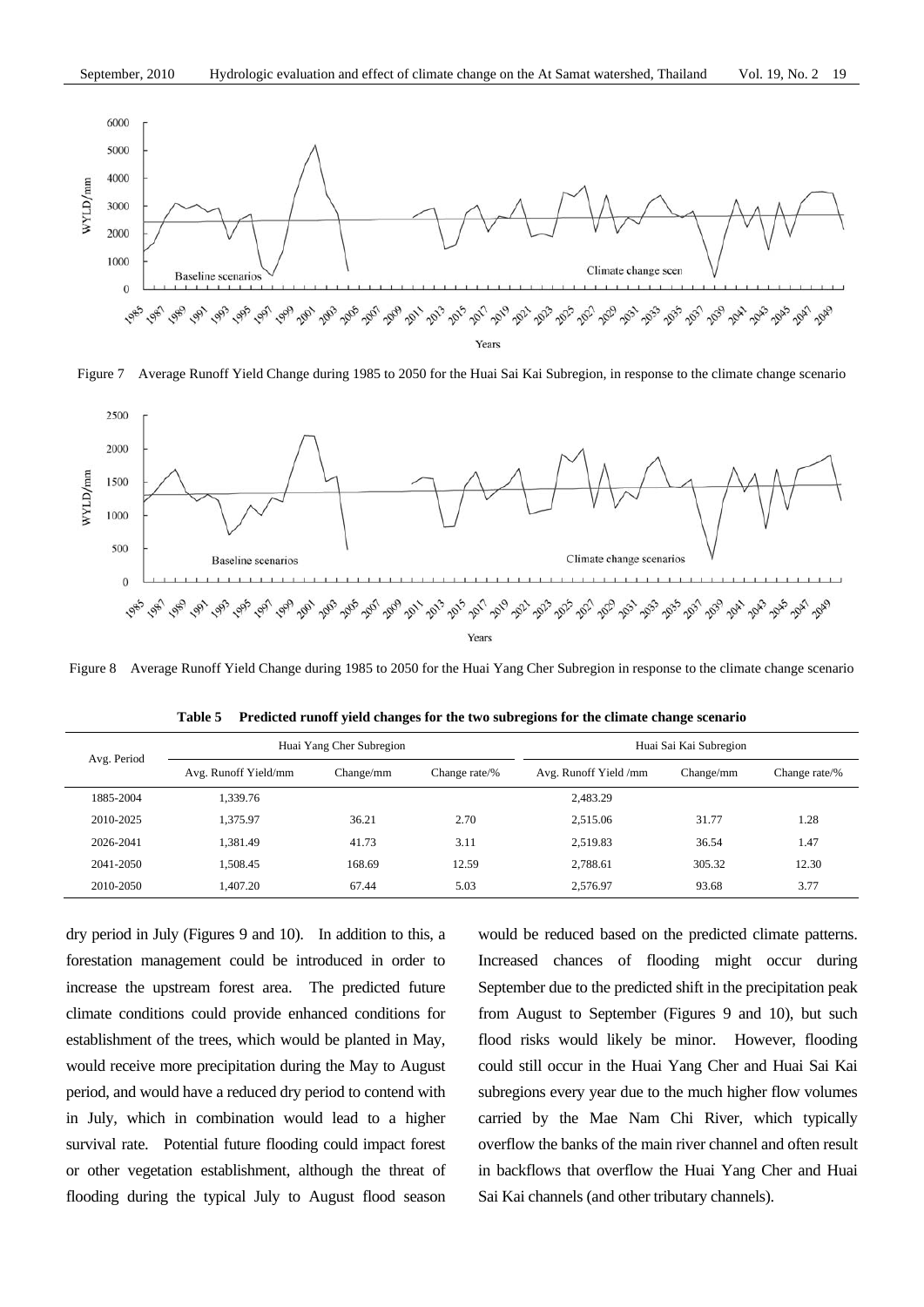Figure 7 Average Runoff Yield Change during 1985 to 2050 for the Huai Sai Kai Subregion, in response to the climate change scenario

Figure 8 Average Runoff Yield Change during 1985 to 2050 for the Huai Yang Cher Subregion in response to the climate change scenario

**Table 5 Predicted runoff yield changes for the two subregions for the climate change scenario**

| Avg. Period | Huai Yang Cher Subregion | | | Huai Sai Kai Subregion | | |
|---|---|---|---|---|---|---|
| | Avg. Runoff Yield/mm | Change/mm | Change rate/% | Avg. Runoff Yield /mm | Change/mm | Change rate/% |
| 1885-2004 | 1,339.76 | | | 2,483.29 | | |
| 2010-2025 | 1,375.97 | 36.21 | 2.70 | 2,515.06 | 31.77 | 1.28 |
| 2026-2041 | 1,381.49 | 41.73 | 3.11 | 2,519.83 | 36.54 | 1.47 |
| 2041-2050 | 1,508.45 | 168.69 | 12.59 | 2,788.61 | 305.32 | 12.30 |
| 2010-2050 | 1,407.20 | 67.44 | 5.03 | 2,576.97 | 93.68 | 3.77 |

dry period in July (Figures 9 and 10). In addition to this, a forestation management could be introduced in order to increase the upstream forest area. The predicted future climate conditions could provide enhanced conditions for establishment of the trees, which would be planted in May, would receive more precipitation during the May to August period, and would have a reduced dry period to contend with in July, which in combination would lead to a higher survival rate. Potential future flooding could impact forest or other vegetation establishment, although the threat of flooding during the typical July to August flood season would be reduced based on the predicted climate patterns. Increased chances of flooding might occur during September due to the predicted shift in the precipitation peak from August to September (Figures 9 and 10), but such flood risks would likely be minor. However, flooding could still occur in the Huai Yang Cher and Huai Sai Kai subregions every year due to the much higher flow volumes carried by the Mae Nam Chi River, which typically overflow the banks of the main river channel and often result in backflows that overflow the Huai Yang Cher and Huai Sai Kai channels (and other tributary channels).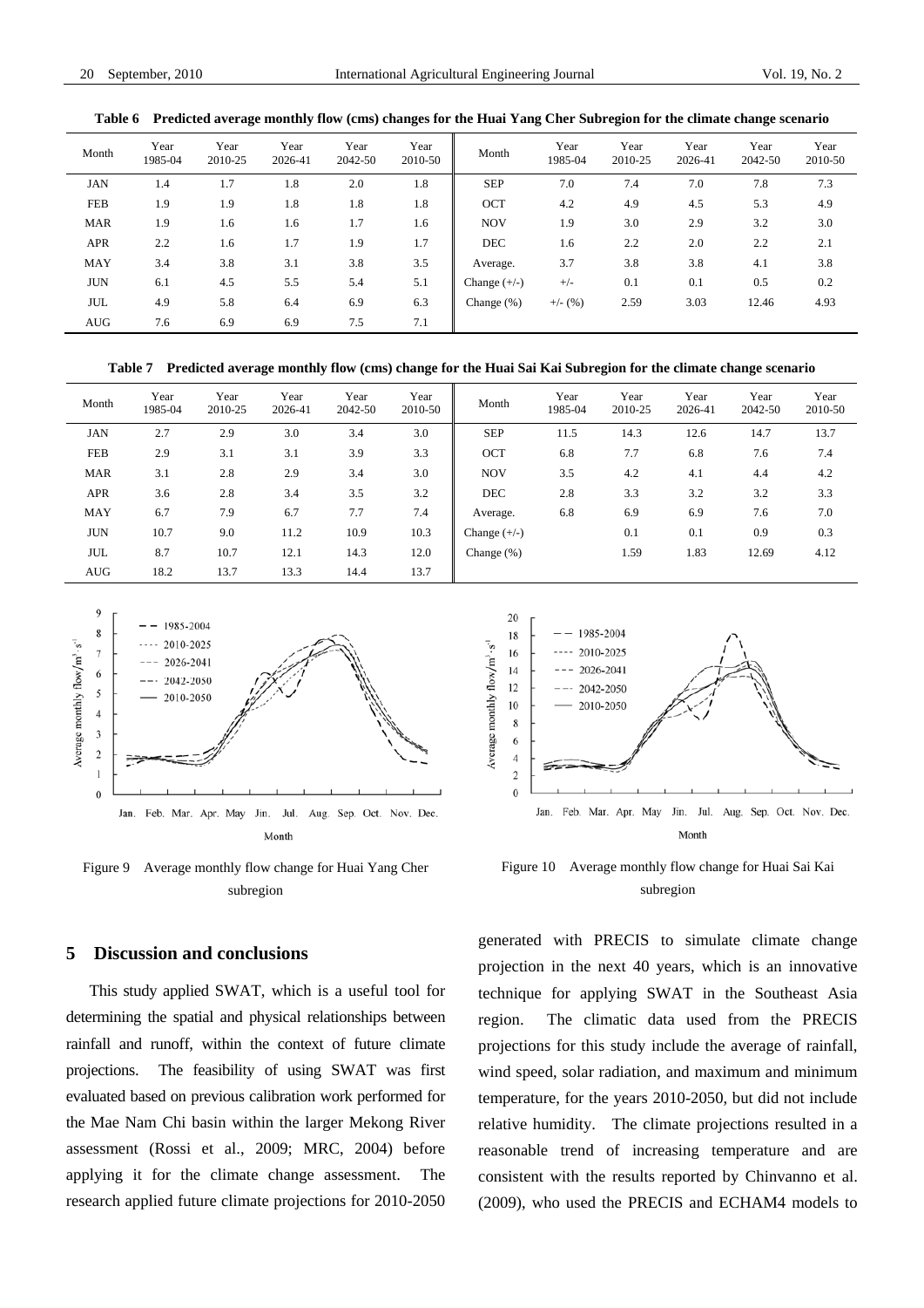**Table 6 Predicted average monthly flow (cms) changes for the Huai Yang Cher Subregion for the climate change scenario**

| Month | Year 1985-04 | Year 2010-25 | Year 2026-41 | Year 2042-50 | Year 2010-50 | Month | Year 1985-04 | Year 2010-25 | Year 2026-41 | Year 2042-50 | Year 2010-50 |
|---|---|---|---|---|---|---|---|---|---|---|---|
| JAN | 1.4 | 1.7 | 1.8 | 2.0 | 1.8 | SEP | 7.0 | 7.4 | 7.0 | 7.8 | 7.3 |
| FEB | 1.9 | 1.9 | 1.8 | 1.8 | 1.8 | OCT | 4.2 | 4.9 | 4.5 | 5.3 | 4.9 |
| MAR | 1.9 | 1.6 | 1.6 | 1.7 | 1.6 | NOV | 1.9 | 3.0 | 2.9 | 3.2 | 3.0 |
| APR | 2.2 | 1.6 | 1.7 | 1.9 | 1.7 | DEC | 1.6 | 2.2 | 2.0 | 2.2 | 2.1 |
| MAY | 3.4 | 3.8 | 3.1 | 3.8 | 3.5 | Average. | 3.7 | 3.8 | 3.8 | 4.1 | 3.8 |
| JUN | 6.1 | 4.5 | 5.5 | 5.4 | 5.1 | Change (+/-) | +/- | 0.1 | 0.1 | 0.5 | 0.2 |
| JUL | 4.9 | 5.8 | 6.4 | 6.9 | 6.3 | Change (%) | +/- (%) | 2.59 | 3.03 | 12.46 | 4.93 |
| AUG | 7.6 | 6.9 | 6.9 | 7.5 | 7.1 | | | | | | |

**Table 7 Predicted average monthly flow (cms) change for the Huai Sai Kai Subregion for the climate change scenario**

| Month | Year 1985-04 | Year 2010-25 | Year 2026-41 | Year 2042-50 | Year 2010-50 | Month | Year 1985-04 | Year 2010-25 | Year 2026-41 | Year 2042-50 | Year 2010-50 |
|---|---|---|---|---|---|---|---|---|---|---|---|
| JAN | 2.7 | 2.9 | 3.0 | 3.4 | 3.0 | SEP | 11.5 | 14.3 | 12.6 | 14.7 | 13.7 |
| FEB | 2.9 | 3.1 | 3.1 | 3.9 | 3.3 | OCT | 6.8 | 7.7 | 6.8 | 7.6 | 7.4 |
| MAR | 3.1 | 2.8 | 2.9 | 3.4 | 3.0 | NOV | 3.5 | 4.2 | 4.1 | 4.4 | 4.2 |
| APR | 3.6 | 2.8 | 3.4 | 3.5 | 3.2 | DEC | 2.8 | 3.3 | 3.2 | 3.2 | 3.3 |
| MAY | 6.7 | 7.9 | 6.7 | 7.7 | 7.4 | Average. | 6.8 | 6.9 | 6.9 | 7.6 | 7.0 |
| JUN | 10.7 | 9.0 | 11.2 | 10.9 | 10.3 | Change (+/-) | | 0.1 | 0.1 | 0.9 | 0.3 |
| JUL | 8.7 | 10.7 | 12.1 | 14.3 | 12.0 | Change (%) | | 1.59 | 1.83 | 12.69 | 4.12 |
| AUG | 18.2 | 13.7 | 13.3 | 14.4 | 13.7 | | | | | | |

Figure 9 Average monthly flow change for Huai Yang Cher subregion

Figure 10 Average monthly flow change for Huai Sai Kai subregion

## 5 Discussion and conclusions

This study applied SWAT, which is a useful tool for determining the spatial and physical relationships between rainfall and runoff, within the context of future climate projections. The feasibility of using SWAT was first evaluated based on previous calibration work performed for the Mae Nam Chi basin within the larger Mekong River assessment (Rossi et al., 2009; MRC, 2004) before applying it for the climate change assessment. The research applied future climate projections for 2010-2050 generated with PRECIS to simulate climate change projection in the next 40 years, which is an innovative technique for applying SWAT in the Southeast Asia region. The climatic data used from the PRECIS projections for this study include the average of rainfall, wind speed, solar radiation, and maximum and minimum temperature, for the years 2010-2050, but did not include relative humidity. The climate projections resulted in a reasonable trend of increasing temperature and are consistent with the results reported by Chinvanno et al. (2009), who used the PRECIS and ECHAM4 models to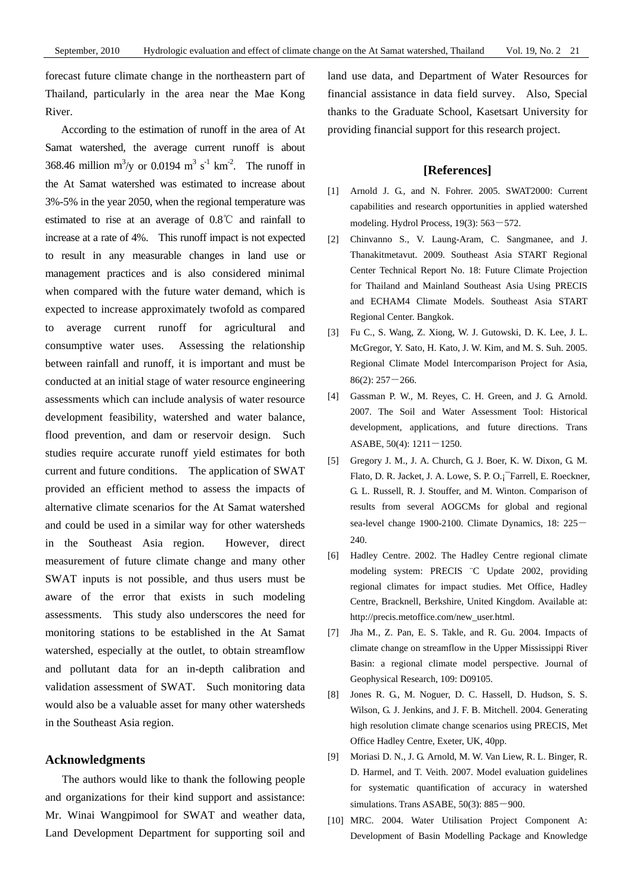forecast future climate change in the northeastern part of Thailand, particularly in the area near the Mae Kong River.

According to the estimation of runoff in the area of At Samat watershed, the average current runoff is about 368.46 million $m^3$/y or 0.0194 $m^3$ $s^{-1}$ $km^{-2}$. The runoff in the At Samat watershed was estimated to increase about 3%-5% in the year 2050, when the regional temperature was estimated to rise at an average of 0.8℃ and rainfall to increase at a rate of 4%. This runoff impact is not expected to result in any measurable changes in land use or management practices and is also considered minimal when compared with the future water demand, which is expected to increase approximately twofold as compared to average current runoff for agricultural and consumptive water uses. Assessing the relationship between rainfall and runoff, it is important and must be conducted at an initial stage of water resource engineering assessments which can include analysis of water resource development feasibility, watershed and water balance, flood prevention, and dam or reservoir design. Such studies require accurate runoff yield estimates for both current and future conditions. The application of SWAT provided an efficient method to assess the impacts of alternative climate scenarios for the At Samat watershed and could be used in a similar way for other watersheds in the Southeast Asia region. However, direct measurement of future climate change and many other SWAT inputs is not possible, and thus users must be aware of the error that exists in such modeling assessments. This study also underscores the need for monitoring stations to be established in the At Samat watershed, especially at the outlet, to obtain streamflow and pollutant data for an in-depth calibration and validation assessment of SWAT. Such monitoring data would also be a valuable asset for many other watersheds in the Southeast Asia region.

## Acknowledgments

The authors would like to thank the following people and organizations for their kind support and assistance: Mr. Winai Wangpimool for SWAT and weather data, Land Development Department for supporting soil and land use data, and Department of Water Resources for financial assistance in data field survey. Also, Special thanks to the Graduate School, Kasetsart University for providing financial support for this research project.

## [References]

[1] Arnold J. G., and N. Fohrer. 2005. SWAT2000: Current capabilities and research opportunities in applied watershed modeling. Hydrol Process, 19(3): 563－572.

[2] Chinvanno S., V. Laung-Aram, C. Sangmanee, and J. Thanakitmetavut. 2009. Southeast Asia START Regional Center Technical Report No. 18: Future Climate Projection for Thailand and Mainland Southeast Asia Using PRECIS and ECHAM4 Climate Models. Southeast Asia START Regional Center. Bangkok.

[3] Fu C., S. Wang, Z. Xiong, W. J. Gutowski, D. K. Lee, J. L. McGregor, Y. Sato, H. Kato, J. W. Kim, and M. S. Suh. 2005. Regional Climate Model Intercomparison Project for Asia, 86(2): 257－266.

[4] Gassman P. W., M. Reyes, C. H. Green, and J. G. Arnold. 2007. The Soil and Water Assessment Tool: Historical development, applications, and future directions. Trans ASABE, 50(4): 1211－1250.

[5] Gregory J. M., J. A. Church, G. J. Boer, K. W. Dixon, G. M. Flato, D. R. Jacket, J. A. Lowe, S. P. O.¡¯Farrell, E. Roeckner, G. L. Russell, R. J. Stouffer, and M. Winton. Comparison of results from several AOGCMs for global and regional sea-level change 1900-2100. Climate Dynamics, 18: 225－240.

[6] Hadley Centre. 2002. The Hadley Centre regional climate modeling system: PRECIS ¨C Update 2002, providing regional climates for impact studies. Met Office, Hadley Centre, Bracknell, Berkshire, United Kingdom. Available at: http://precis.metoffice.com/new_user.html.

[7] Jha M., Z. Pan, E. S. Takle, and R. Gu. 2004. Impacts of climate change on streamflow in the Upper Mississippi River Basin: a regional climate model perspective. Journal of Geophysical Research, 109: D09105.

[8] Jones R. G., M. Noguer, D. C. Hassell, D. Hudson, S. S. Wilson, G. J. Jenkins, and J. F. B. Mitchell. 2004. Generating high resolution climate change scenarios using PRECIS, Met Office Hadley Centre, Exeter, UK, 40pp.

[9] Moriasi D. N., J. G. Arnold, M. W. Van Liew, R. L. Binger, R. D. Harmel, and T. Veith. 2007. Model evaluation guidelines for systematic quantification of accuracy in watershed simulations. Trans ASABE, 50(3): 885－900.

[10] MRC. 2004. Water Utilisation Project Component A: Development of Basin Modelling Package and Knowledge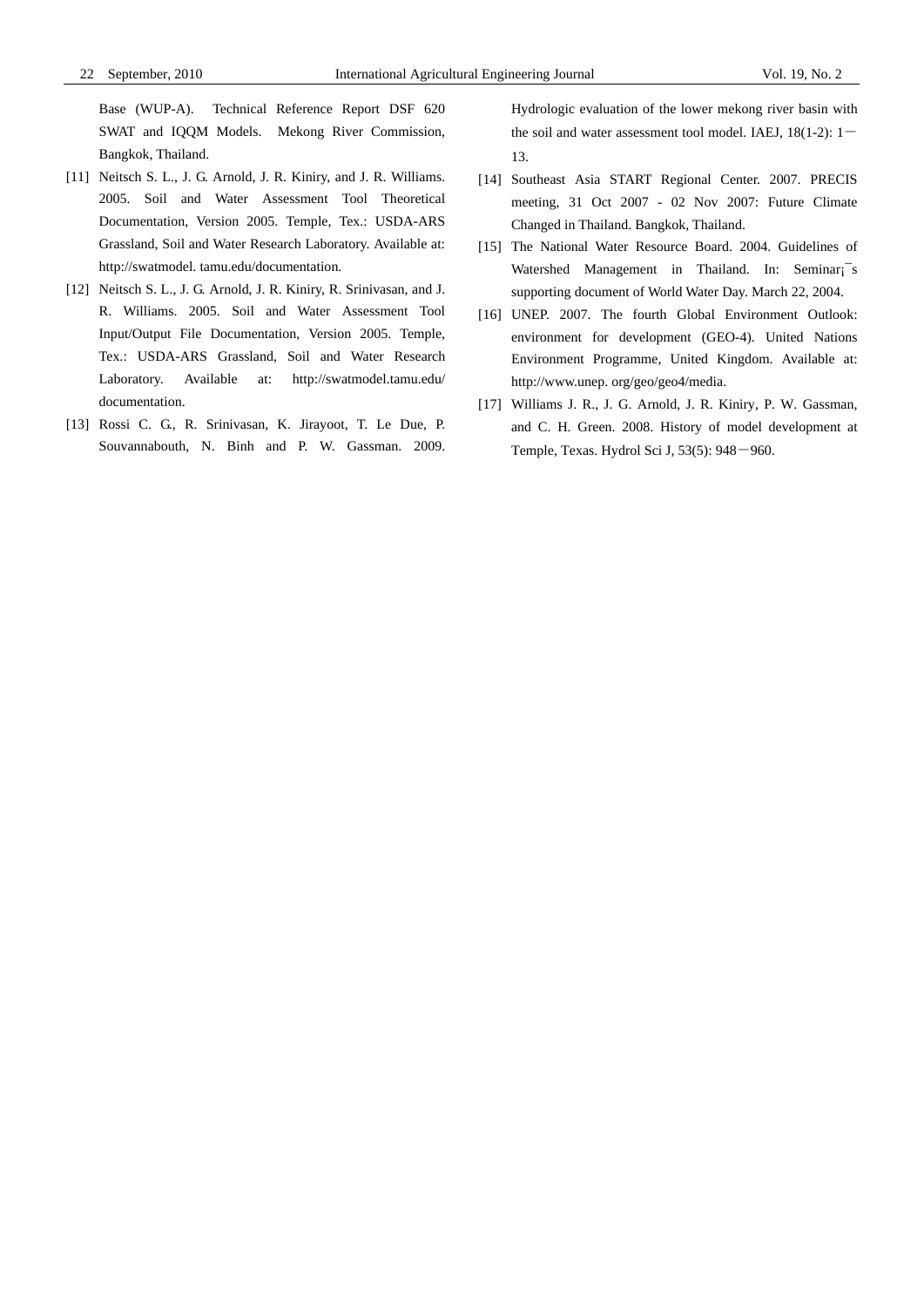Base (WUP-A). Technical Reference Report DSF 620 SWAT and IQQM Models. Mekong River Commission, Bangkok, Thailand.

[11] Neitsch S. L., J. G. Arnold, J. R. Kiniry, and J. R. Williams. 2005. Soil and Water Assessment Tool Theoretical Documentation, Version 2005. Temple, Tex.: USDA-ARS Grassland, Soil and Water Research Laboratory. Available at: http://swatmodel. tamu.edu/documentation.

[12] Neitsch S. L., J. G. Arnold, J. R. Kiniry, R. Srinivasan, and J. R. Williams. 2005. Soil and Water Assessment Tool Input/Output File Documentation, Version 2005. Temple, Tex.: USDA-ARS Grassland, Soil and Water Research Laboratory. Available at: http://swatmodel.tamu.edu/ documentation.

[13] Rossi C. G., R. Srinivasan, K. Jirayoot, T. Le Due, P. Souvannabouth, N. Binh and P. W. Gassman. 2009. Hydrologic evaluation of the lower mekong river basin with the soil and water assessment tool model. IAEJ, 18(1-2): 1－13.

[14] Southeast Asia START Regional Center. 2007. PRECIS meeting, 31 Oct 2007 - 02 Nov 2007: Future Climate Changed in Thailand. Bangkok, Thailand.

[15] The National Water Resource Board. 2004. Guidelines of Watershed Management in Thailand. In: Seminar¡¯s supporting document of World Water Day. March 22, 2004.

[16] UNEP. 2007. The fourth Global Environment Outlook: environment for development (GEO-4). United Nations Environment Programme, United Kingdom. Available at: http://www.unep. org/geo/geo4/media.

[17] Williams J. R., J. G. Arnold, J. R. Kiniry, P. W. Gassman, and C. H. Green. 2008. History of model development at Temple, Texas. Hydrol Sci J, 53(5): 948－960.